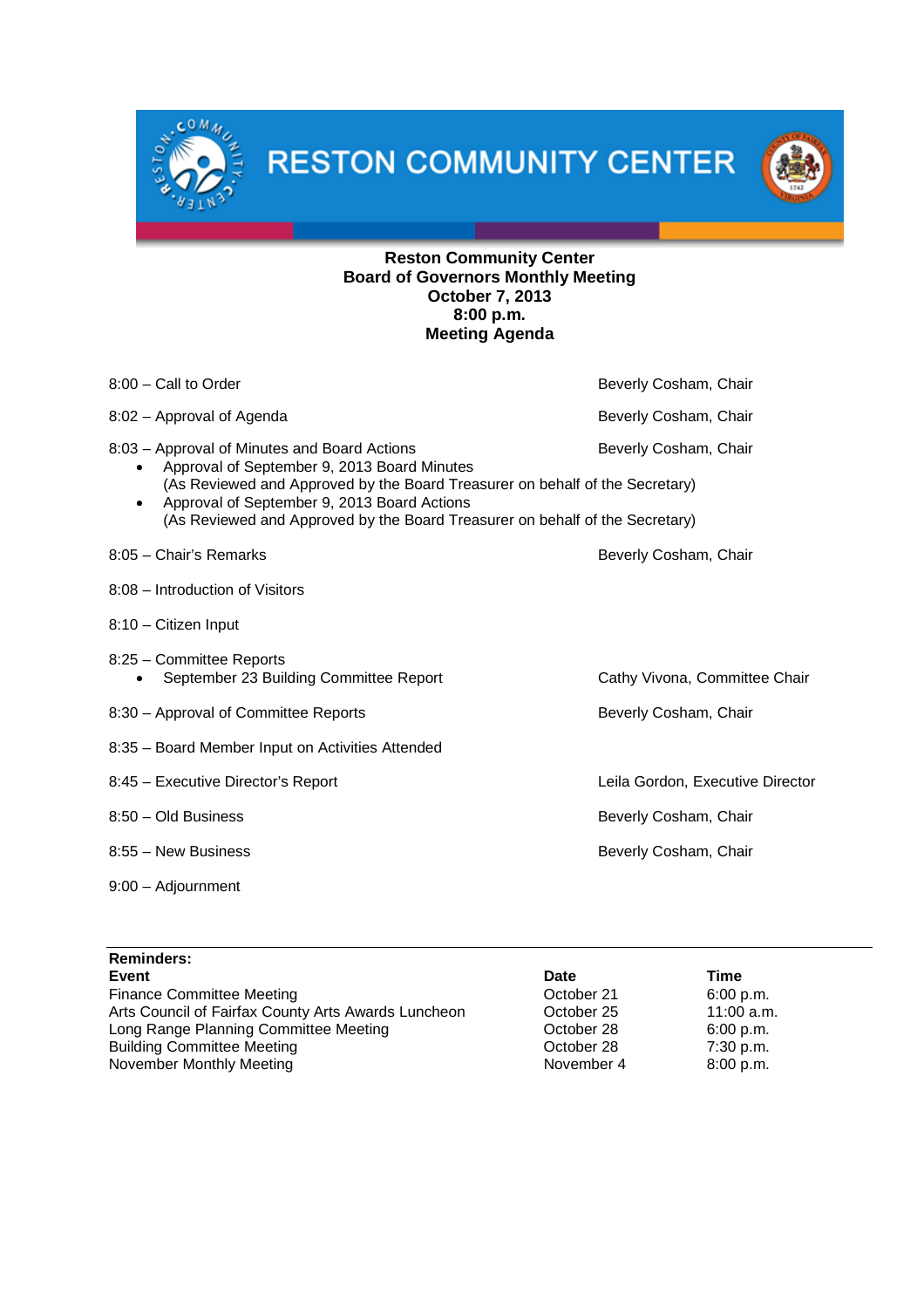# RESTON COMMUNITY CENTER

**Reston Community Center**
**Board of Governors Monthly Meeting**
**October 7, 2013**
**8:00 p.m.**
**Meeting Agenda**

| Time – Item | Presenter |
|---|---|
| 8:00 – Call to Order | Beverly Cosham, Chair |
| 8:02 – Approval of Agenda | Beverly Cosham, Chair |
| 8:03 – Approval of Minutes and Board Actions | Beverly Cosham, Chair |
| • Approval of September 9, 2013 Board Minutes (As Reviewed and Approved by the Board Treasurer on behalf of the Secretary) | |
| • Approval of September 9, 2013 Board Actions (As Reviewed and Approved by the Board Treasurer on behalf of the Secretary) | |
| 8:05 – Chair's Remarks | Beverly Cosham, Chair |
| 8:08 – Introduction of Visitors | |
| 8:10 – Citizen Input | |
| 8:25 – Committee Reports | |
| • September 23 Building Committee Report | Cathy Vivona, Committee Chair |
| 8:30 – Approval of Committee Reports | Beverly Cosham, Chair |
| 8:35 – Board Member Input on Activities Attended | |
| 8:45 – Executive Director's Report | Leila Gordon, Executive Director |
| 8:50 – Old Business | Beverly Cosham, Chair |
| 8:55 – New Business | Beverly Cosham, Chair |
| 9:00 – Adjournment | |

**Reminders:**

| Event | Date | Time |
|---|---|---|
| Finance Committee Meeting | October 21 | 6:00 p.m. |
| Arts Council of Fairfax County Arts Awards Luncheon | October 25 | 11:00 a.m. |
| Long Range Planning Committee Meeting | October 28 | 6:00 p.m. |
| Building Committee Meeting | October 28 | 7:30 p.m. |
| November Monthly Meeting | November 4 | 8:00 p.m. |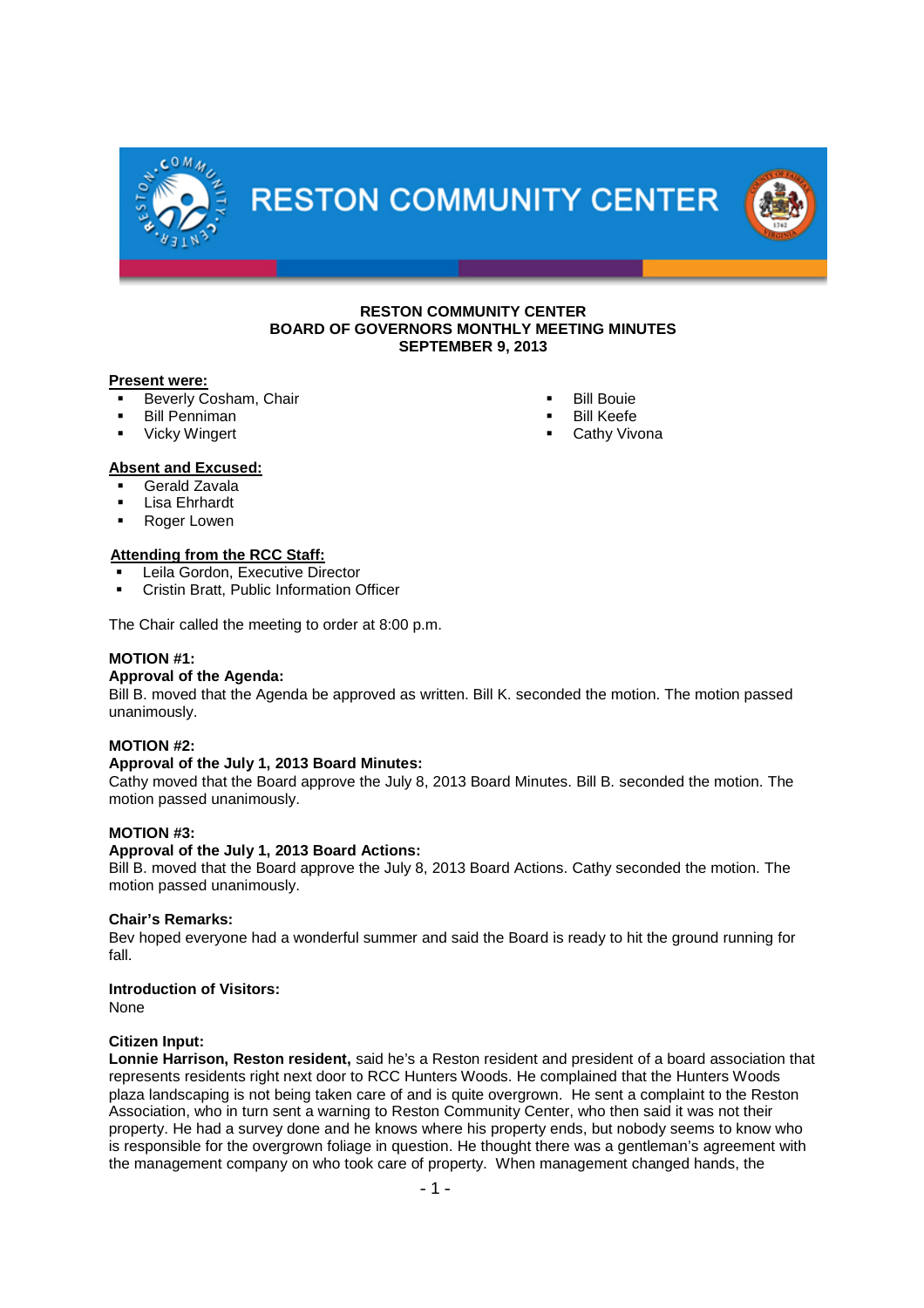RESTON COMMUNITY CENTER

**RESTON COMMUNITY CENTER**
**BOARD OF GOVERNORS MONTHLY MEETING MINUTES**
**SEPTEMBER 9, 2013**

**Present were:**

- Beverly Cosham, Chair
- Bill Penniman
- Vicky Wingert
- Bill Bouie
- Bill Keefe
- Cathy Vivona

**Absent and Excused:**

- Gerald Zavala
- Lisa Ehrhardt
- Roger Lowen

**Attending from the RCC Staff:**

- Leila Gordon, Executive Director
- Cristin Bratt, Public Information Officer

The Chair called the meeting to order at 8:00 p.m.

**MOTION #1:**
**Approval of the Agenda:**
Bill B. moved that the Agenda be approved as written. Bill K. seconded the motion. The motion passed unanimously.

**MOTION #2:**
**Approval of the July 1, 2013 Board Minutes:**
Cathy moved that the Board approve the July 8, 2013 Board Minutes. Bill B. seconded the motion. The motion passed unanimously.

**MOTION #3:**
**Approval of the July 1, 2013 Board Actions:**
Bill B. moved that the Board approve the July 8, 2013 Board Actions. Cathy seconded the motion. The motion passed unanimously.

**Chair's Remarks:**
Bev hoped everyone had a wonderful summer and said the Board is ready to hit the ground running for fall.

**Introduction of Visitors:**
None

**Citizen Input:**
**Lonnie Harrison, Reston resident,** said he's a Reston resident and president of a board association that represents residents right next door to RCC Hunters Woods. He complained that the Hunters Woods plaza landscaping is not being taken care of and is quite overgrown. He sent a complaint to the Reston Association, who in turn sent a warning to Reston Community Center, who then said it was not their property. He had a survey done and he knows where his property ends, but nobody seems to know who is responsible for the overgrown foliage in question. He thought there was a gentleman's agreement with the management company on who took care of property. When management changed hands, the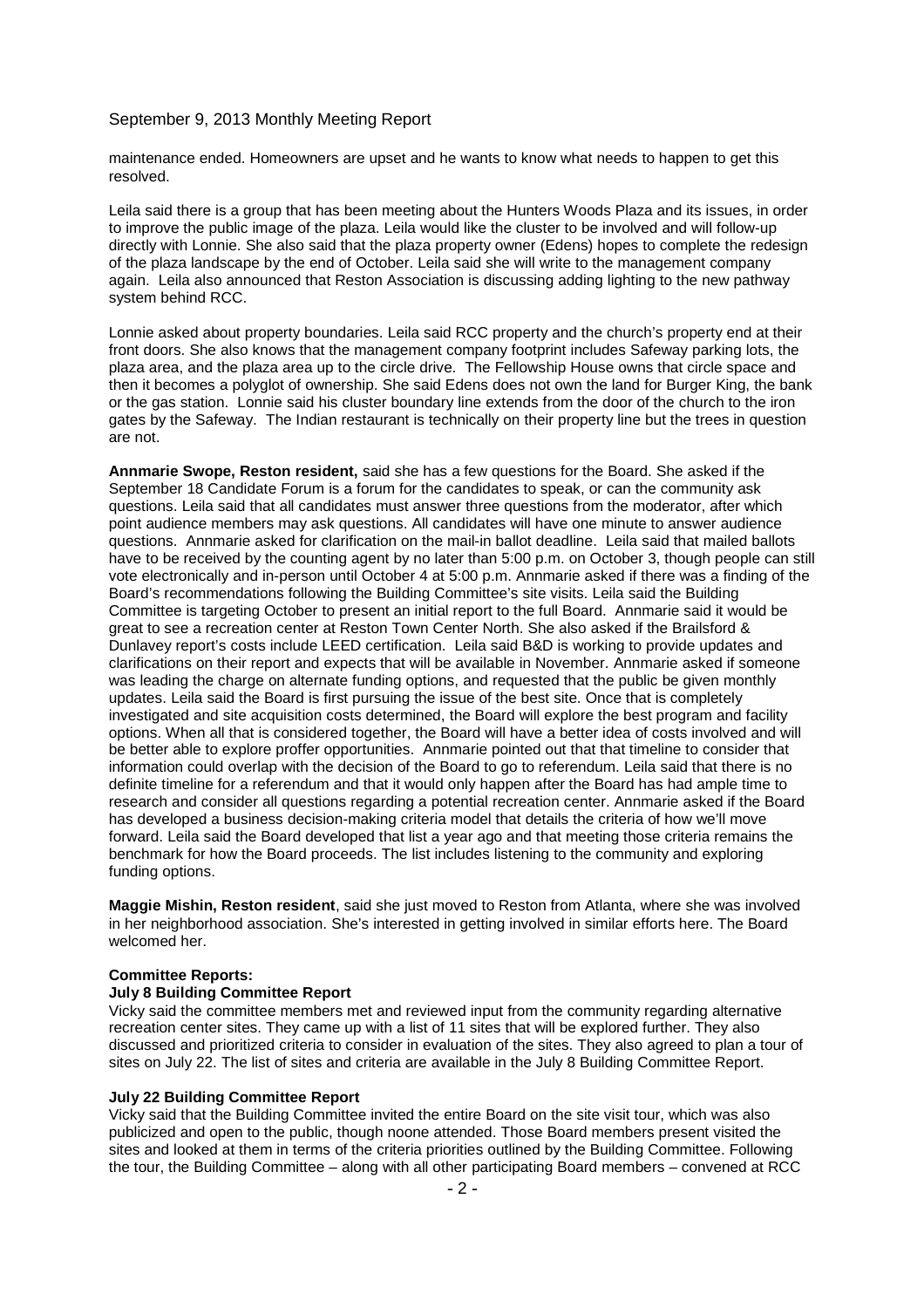maintenance ended. Homeowners are upset and he wants to know what needs to happen to get this resolved.

Leila said there is a group that has been meeting about the Hunters Woods Plaza and its issues, in order to improve the public image of the plaza. Leila would like the cluster to be involved and will follow-up directly with Lonnie. She also said that the plaza property owner (Edens) hopes to complete the redesign of the plaza landscape by the end of October. Leila said she will write to the management company again. Leila also announced that Reston Association is discussing adding lighting to the new pathway system behind RCC.

Lonnie asked about property boundaries. Leila said RCC property and the church's property end at their front doors. She also knows that the management company footprint includes Safeway parking lots, the plaza area, and the plaza area up to the circle drive. The Fellowship House owns that circle space and then it becomes a polyglot of ownership. She said Edens does not own the land for Burger King, the bank or the gas station. Lonnie said his cluster boundary line extends from the door of the church to the iron gates by the Safeway. The Indian restaurant is technically on their property line but the trees in question are not.

**Annmarie Swope, Reston resident,** said she has a few questions for the Board. She asked if the September 18 Candidate Forum is a forum for the candidates to speak, or can the community ask questions. Leila said that all candidates must answer three questions from the moderator, after which point audience members may ask questions. All candidates will have one minute to answer audience questions. Annmarie asked for clarification on the mail-in ballot deadline. Leila said that mailed ballots have to be received by the counting agent by no later than 5:00 p.m. on October 3, though people can still vote electronically and in-person until October 4 at 5:00 p.m. Annmarie asked if there was a finding of the Board's recommendations following the Building Committee's site visits. Leila said the Building Committee is targeting October to present an initial report to the full Board. Annmarie said it would be great to see a recreation center at Reston Town Center North. She also asked if the Brailsford & Dunlavey report's costs include LEED certification. Leila said B&D is working to provide updates and clarifications on their report and expects that will be available in November. Annmarie asked if someone was leading the charge on alternate funding options, and requested that the public be given monthly updates. Leila said the Board is first pursuing the issue of the best site. Once that is completely investigated and site acquisition costs determined, the Board will explore the best program and facility options. When all that is considered together, the Board will have a better idea of costs involved and will be better able to explore proffer opportunities. Annmarie pointed out that that timeline to consider that information could overlap with the decision of the Board to go to referendum. Leila said that there is no definite timeline for a referendum and that it would only happen after the Board has had ample time to research and consider all questions regarding a potential recreation center. Annmarie asked if the Board has developed a business decision-making criteria model that details the criteria of how we'll move forward. Leila said the Board developed that list a year ago and that meeting those criteria remains the benchmark for how the Board proceeds. The list includes listening to the community and exploring funding options.

**Maggie Mishin, Reston resident**, said she just moved to Reston from Atlanta, where she was involved in her neighborhood association. She's interested in getting involved in similar efforts here. The Board welcomed her.

**Committee Reports:**

**July 8 Building Committee Report**

Vicky said the committee members met and reviewed input from the community regarding alternative recreation center sites. They came up with a list of 11 sites that will be explored further. They also discussed and prioritized criteria to consider in evaluation of the sites. They also agreed to plan a tour of sites on July 22. The list of sites and criteria are available in the July 8 Building Committee Report.

**July 22 Building Committee Report**

Vicky said that the Building Committee invited the entire Board on the site visit tour, which was also publicized and open to the public, though noone attended. Those Board members present visited the sites and looked at them in terms of the criteria priorities outlined by the Building Committee. Following the tour, the Building Committee – along with all other participating Board members – convened at RCC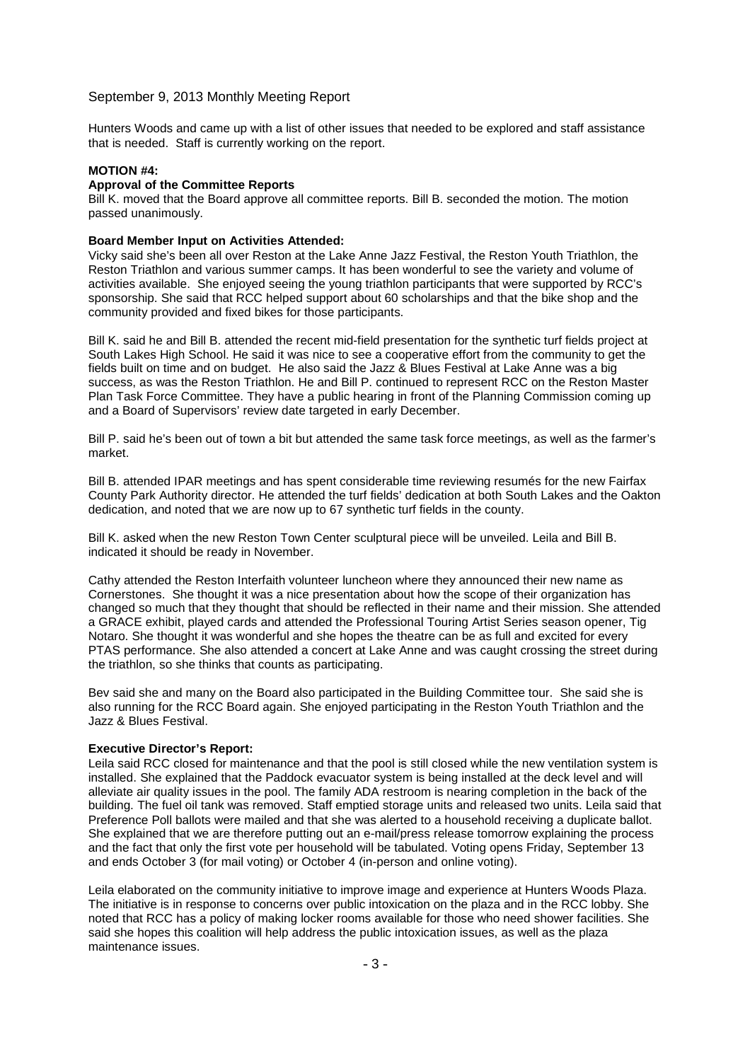Hunters Woods and came up with a list of other issues that needed to be explored and staff assistance that is needed. Staff is currently working on the report.

**MOTION #4:**

**Approval of the Committee Reports**

Bill K. moved that the Board approve all committee reports. Bill B. seconded the motion. The motion passed unanimously.

**Board Member Input on Activities Attended:**

Vicky said she's been all over Reston at the Lake Anne Jazz Festival, the Reston Youth Triathlon, the Reston Triathlon and various summer camps. It has been wonderful to see the variety and volume of activities available. She enjoyed seeing the young triathlon participants that were supported by RCC's sponsorship. She said that RCC helped support about 60 scholarships and that the bike shop and the community provided and fixed bikes for those participants.

Bill K. said he and Bill B. attended the recent mid-field presentation for the synthetic turf fields project at South Lakes High School. He said it was nice to see a cooperative effort from the community to get the fields built on time and on budget. He also said the Jazz & Blues Festival at Lake Anne was a big success, as was the Reston Triathlon. He and Bill P. continued to represent RCC on the Reston Master Plan Task Force Committee. They have a public hearing in front of the Planning Commission coming up and a Board of Supervisors' review date targeted in early December.

Bill P. said he's been out of town a bit but attended the same task force meetings, as well as the farmer's market.

Bill B. attended IPAR meetings and has spent considerable time reviewing resumés for the new Fairfax County Park Authority director. He attended the turf fields' dedication at both South Lakes and the Oakton dedication, and noted that we are now up to 67 synthetic turf fields in the county.

Bill K. asked when the new Reston Town Center sculptural piece will be unveiled. Leila and Bill B. indicated it should be ready in November.

Cathy attended the Reston Interfaith volunteer luncheon where they announced their new name as Cornerstones. She thought it was a nice presentation about how the scope of their organization has changed so much that they thought that should be reflected in their name and their mission. She attended a GRACE exhibit, played cards and attended the Professional Touring Artist Series season opener, Tig Notaro. She thought it was wonderful and she hopes the theatre can be as full and excited for every PTAS performance. She also attended a concert at Lake Anne and was caught crossing the street during the triathlon, so she thinks that counts as participating.

Bev said she and many on the Board also participated in the Building Committee tour. She said she is also running for the RCC Board again. She enjoyed participating in the Reston Youth Triathlon and the Jazz & Blues Festival.

**Executive Director's Report:**

Leila said RCC closed for maintenance and that the pool is still closed while the new ventilation system is installed. She explained that the Paddock evacuator system is being installed at the deck level and will alleviate air quality issues in the pool. The family ADA restroom is nearing completion in the back of the building. The fuel oil tank was removed. Staff emptied storage units and released two units. Leila said that Preference Poll ballots were mailed and that she was alerted to a household receiving a duplicate ballot. She explained that we are therefore putting out an e-mail/press release tomorrow explaining the process and the fact that only the first vote per household will be tabulated. Voting opens Friday, September 13 and ends October 3 (for mail voting) or October 4 (in-person and online voting).

Leila elaborated on the community initiative to improve image and experience at Hunters Woods Plaza. The initiative is in response to concerns over public intoxication on the plaza and in the RCC lobby. She noted that RCC has a policy of making locker rooms available for those who need shower facilities. She said she hopes this coalition will help address the public intoxication issues, as well as the plaza maintenance issues.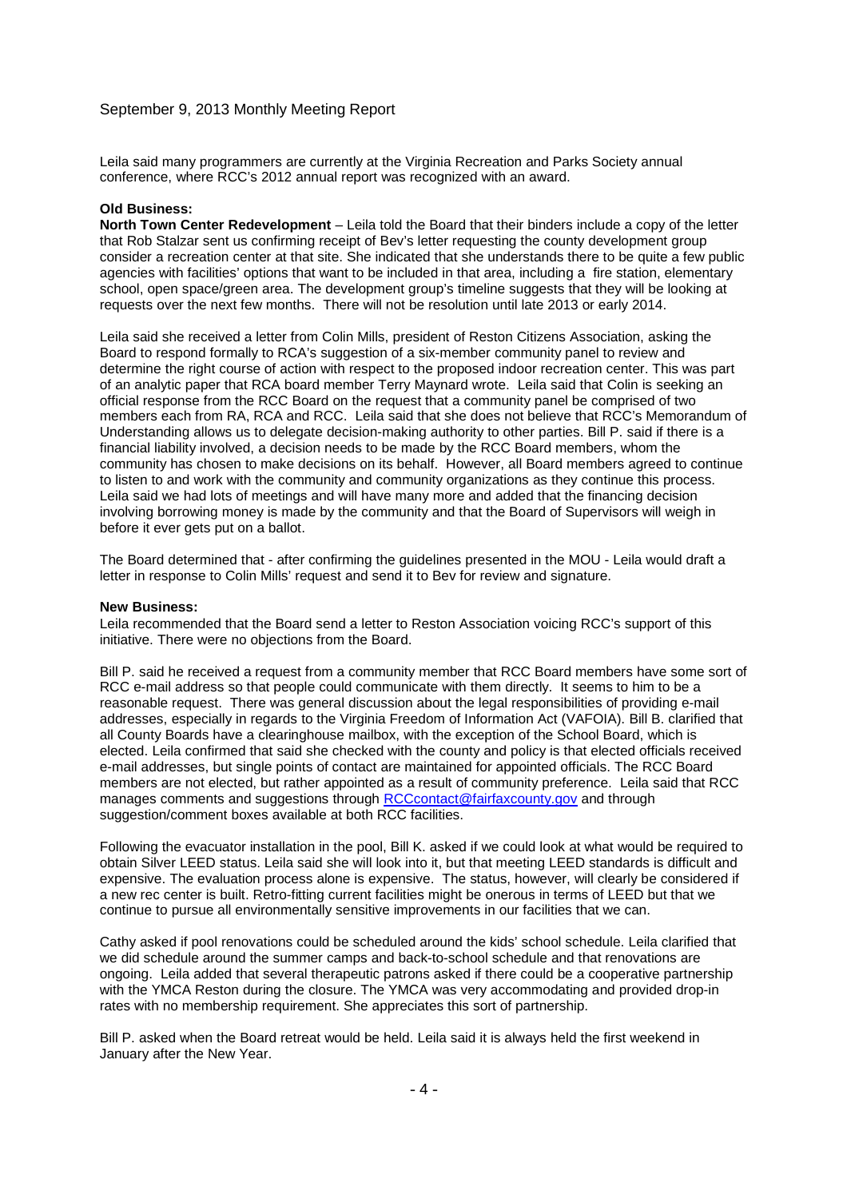September 9, 2013 Monthly Meeting Report

Leila said many programmers are currently at the Virginia Recreation and Parks Society annual conference, where RCC's 2012 annual report was recognized with an award.

**Old Business:**

**North Town Center Redevelopment** – Leila told the Board that their binders include a copy of the letter that Rob Stalzar sent us confirming receipt of Bev's letter requesting the county development group consider a recreation center at that site. She indicated that she understands there to be quite a few public agencies with facilities' options that want to be included in that area, including a fire station, elementary school, open space/green area. The development group's timeline suggests that they will be looking at requests over the next few months. There will not be resolution until late 2013 or early 2014.

Leila said she received a letter from Colin Mills, president of Reston Citizens Association, asking the Board to respond formally to RCA's suggestion of a six-member community panel to review and determine the right course of action with respect to the proposed indoor recreation center. This was part of an analytic paper that RCA board member Terry Maynard wrote. Leila said that Colin is seeking an official response from the RCC Board on the request that a community panel be comprised of two members each from RA, RCA and RCC. Leila said that she does not believe that RCC's Memorandum of Understanding allows us to delegate decision-making authority to other parties. Bill P. said if there is a financial liability involved, a decision needs to be made by the RCC Board members, whom the community has chosen to make decisions on its behalf. However, all Board members agreed to continue to listen to and work with the community and community organizations as they continue this process. Leila said we had lots of meetings and will have many more and added that the financing decision involving borrowing money is made by the community and that the Board of Supervisors will weigh in before it ever gets put on a ballot.

The Board determined that - after confirming the guidelines presented in the MOU - Leila would draft a letter in response to Colin Mills' request and send it to Bev for review and signature.

**New Business:**

Leila recommended that the Board send a letter to Reston Association voicing RCC's support of this initiative. There were no objections from the Board.

Bill P. said he received a request from a community member that RCC Board members have some sort of RCC e-mail address so that people could communicate with them directly. It seems to him to be a reasonable request. There was general discussion about the legal responsibilities of providing e-mail addresses, especially in regards to the Virginia Freedom of Information Act (VAFOIA). Bill B. clarified that all County Boards have a clearinghouse mailbox, with the exception of the School Board, which is elected. Leila confirmed that said she checked with the county and policy is that elected officials received e-mail addresses, but single points of contact are maintained for appointed officials. The RCC Board members are not elected, but rather appointed as a result of community preference. Leila said that RCC manages comments and suggestions through RCCcontact@fairfaxcounty.gov and through suggestion/comment boxes available at both RCC facilities.

Following the evacuator installation in the pool, Bill K. asked if we could look at what would be required to obtain Silver LEED status. Leila said she will look into it, but that meeting LEED standards is difficult and expensive. The evaluation process alone is expensive. The status, however, will clearly be considered if a new rec center is built. Retro-fitting current facilities might be onerous in terms of LEED but that we continue to pursue all environmentally sensitive improvements in our facilities that we can.

Cathy asked if pool renovations could be scheduled around the kids' school schedule. Leila clarified that we did schedule around the summer camps and back-to-school schedule and that renovations are ongoing. Leila added that several therapeutic patrons asked if there could be a cooperative partnership with the YMCA Reston during the closure. The YMCA was very accommodating and provided drop-in rates with no membership requirement. She appreciates this sort of partnership.

Bill P. asked when the Board retreat would be held. Leila said it is always held the first weekend in January after the New Year.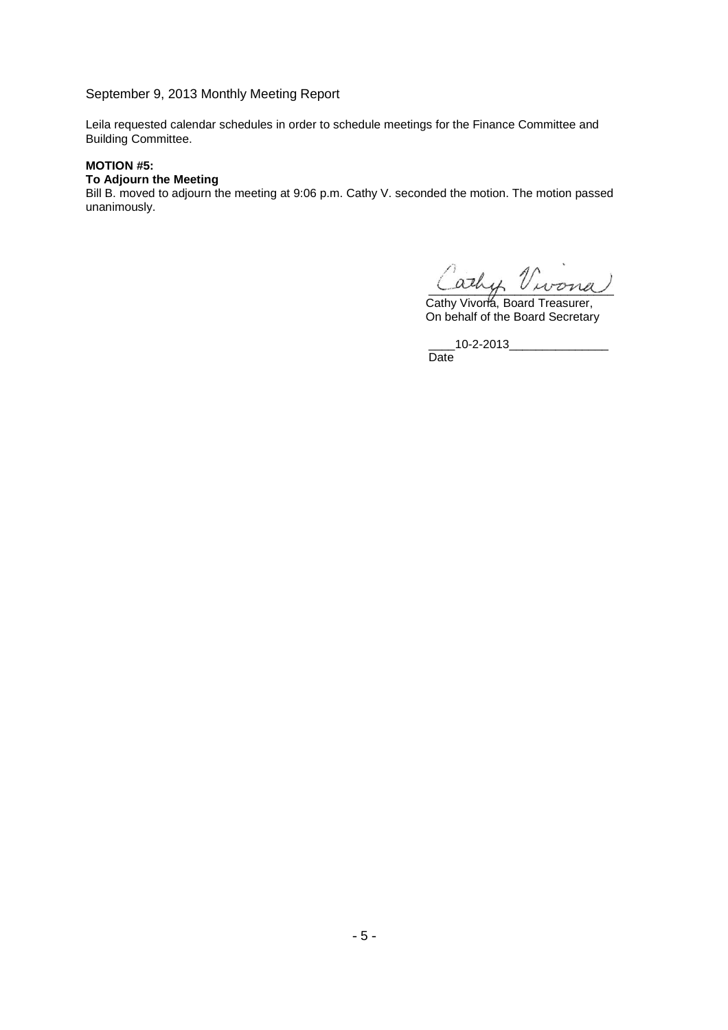September 9, 2013 Monthly Meeting Report

Leila requested calendar schedules in order to schedule meetings for the Finance Committee and Building Committee.

**MOTION #5:**
**To Adjourn the Meeting**
Bill B. moved to adjourn the meeting at 9:06 p.m. Cathy V. seconded the motion. The motion passed unanimously.

Cathy Vivona, Board Treasurer,
On behalf of the Board Secretary

____10-2-2013_______________
Date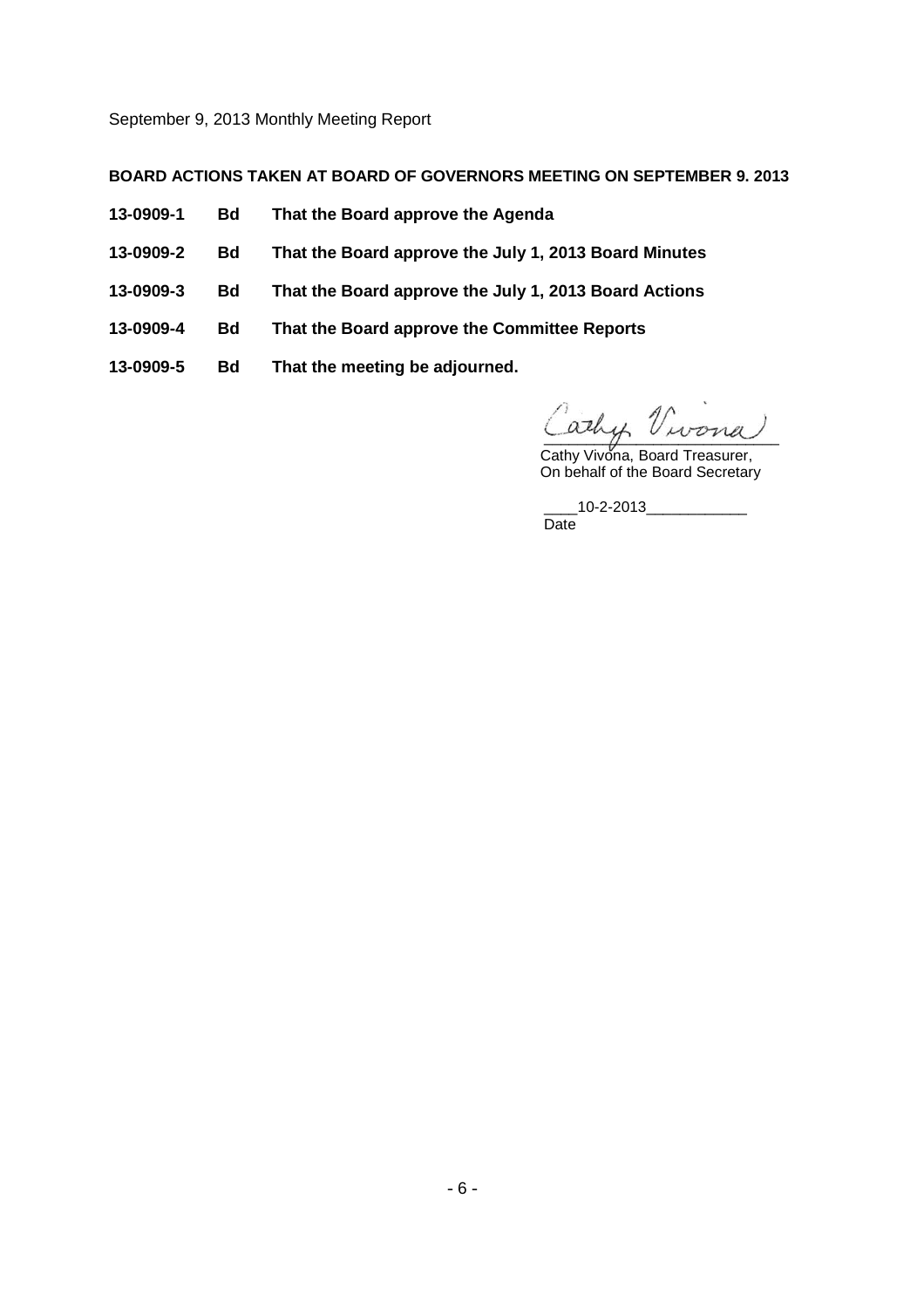September 9, 2013 Monthly Meeting Report

**BOARD ACTIONS TAKEN AT BOARD OF GOVERNORS MEETING ON SEPTEMBER 9. 2013**

| | | |
|---|---|---|
| **13-0909-1** | **Bd** | **That the Board approve the Agenda** |
| **13-0909-2** | **Bd** | **That the Board approve the July 1, 2013 Board Minutes** |
| **13-0909-3** | **Bd** | **That the Board approve the July 1, 2013 Board Actions** |
| **13-0909-4** | **Bd** | **That the Board approve the Committee Reports** |
| **13-0909-5** | **Bd** | **That the meeting be adjourned.** |

Cathy Vivona

Cathy Vivona, Board Treasurer,
On behalf of the Board Secretary

____10-2-2013____________
Date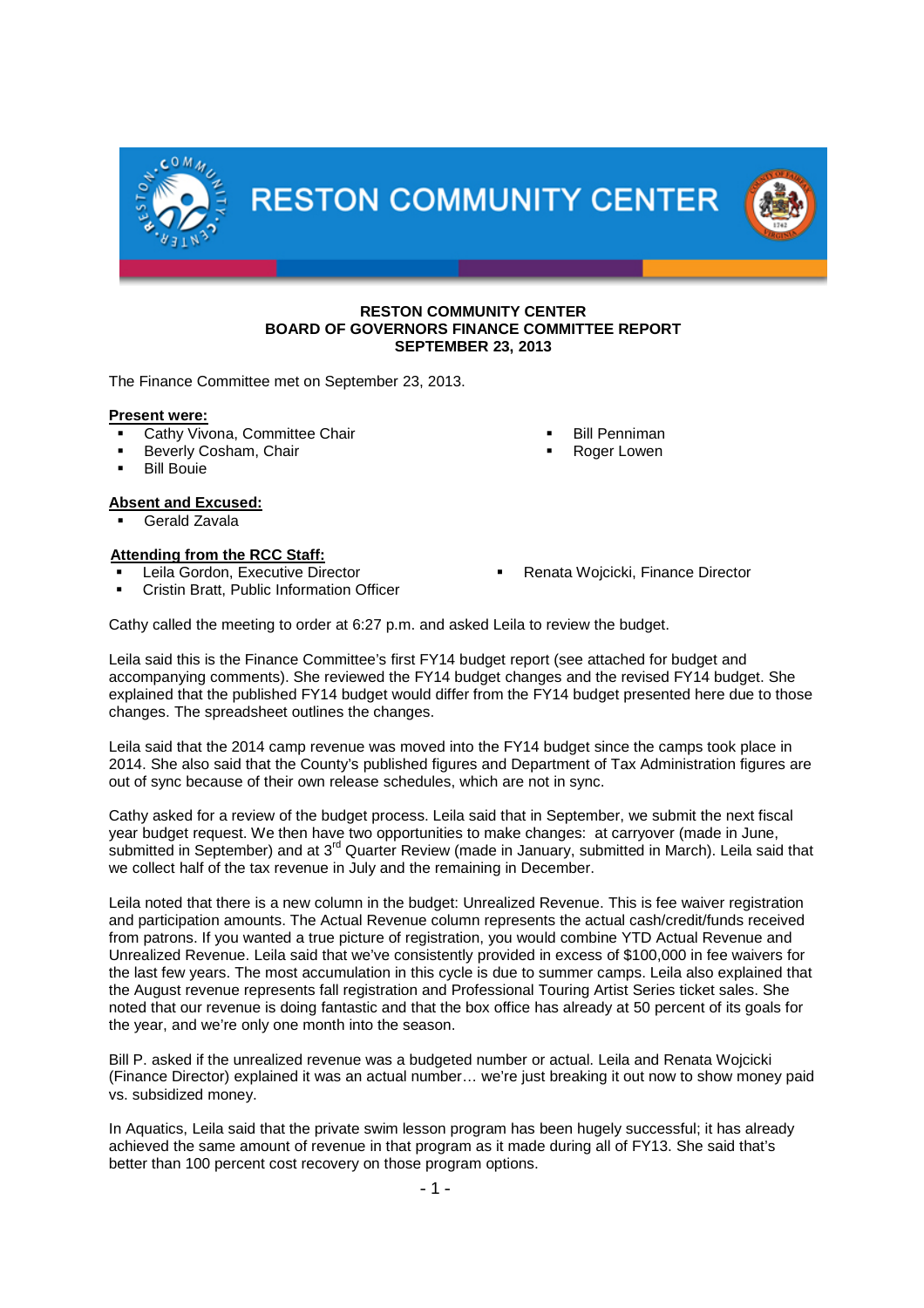RESTON COMMUNITY CENTER

# RESTON COMMUNITY CENTER
## BOARD OF GOVERNORS FINANCE COMMITTEE REPORT
## SEPTEMBER 23, 2013

The Finance Committee met on September 23, 2013.

**Present were:**

- Cathy Vivona, Committee Chair
- Beverly Cosham, Chair
- Bill Bouie
- Bill Penniman
- Roger Lowen

**Absent and Excused:**

- Gerald Zavala

**Attending from the RCC Staff:**

- Leila Gordon, Executive Director
- Cristin Bratt, Public Information Officer
- Renata Wojcicki, Finance Director

Cathy called the meeting to order at 6:27 p.m. and asked Leila to review the budget.

Leila said this is the Finance Committee's first FY14 budget report (see attached for budget and accompanying comments). She reviewed the FY14 budget changes and the revised FY14 budget. She explained that the published FY14 budget would differ from the FY14 budget presented here due to those changes. The spreadsheet outlines the changes.

Leila said that the 2014 camp revenue was moved into the FY14 budget since the camps took place in 2014. She also said that the County's published figures and Department of Tax Administration figures are out of sync because of their own release schedules, which are not in sync.

Cathy asked for a review of the budget process. Leila said that in September, we submit the next fiscal year budget request. We then have two opportunities to make changes: at carryover (made in June, submitted in September) and at 3rd Quarter Review (made in January, submitted in March). Leila said that we collect half of the tax revenue in July and the remaining in December.

Leila noted that there is a new column in the budget: Unrealized Revenue. This is fee waiver registration and participation amounts. The Actual Revenue column represents the actual cash/credit/funds received from patrons. If you wanted a true picture of registration, you would combine YTD Actual Revenue and Unrealized Revenue. Leila said that we've consistently provided in excess of $100,000 in fee waivers for the last few years. The most accumulation in this cycle is due to summer camps. Leila also explained that the August revenue represents fall registration and Professional Touring Artist Series ticket sales. She noted that our revenue is doing fantastic and that the box office has already at 50 percent of its goals for the year, and we're only one month into the season.

Bill P. asked if the unrealized revenue was a budgeted number or actual. Leila and Renata Wojcicki (Finance Director) explained it was an actual number… we're just breaking it out now to show money paid vs. subsidized money.

In Aquatics, Leila said that the private swim lesson program has been hugely successful; it has already achieved the same amount of revenue in that program as it made during all of FY13. She said that's better than 100 percent cost recovery on those program options.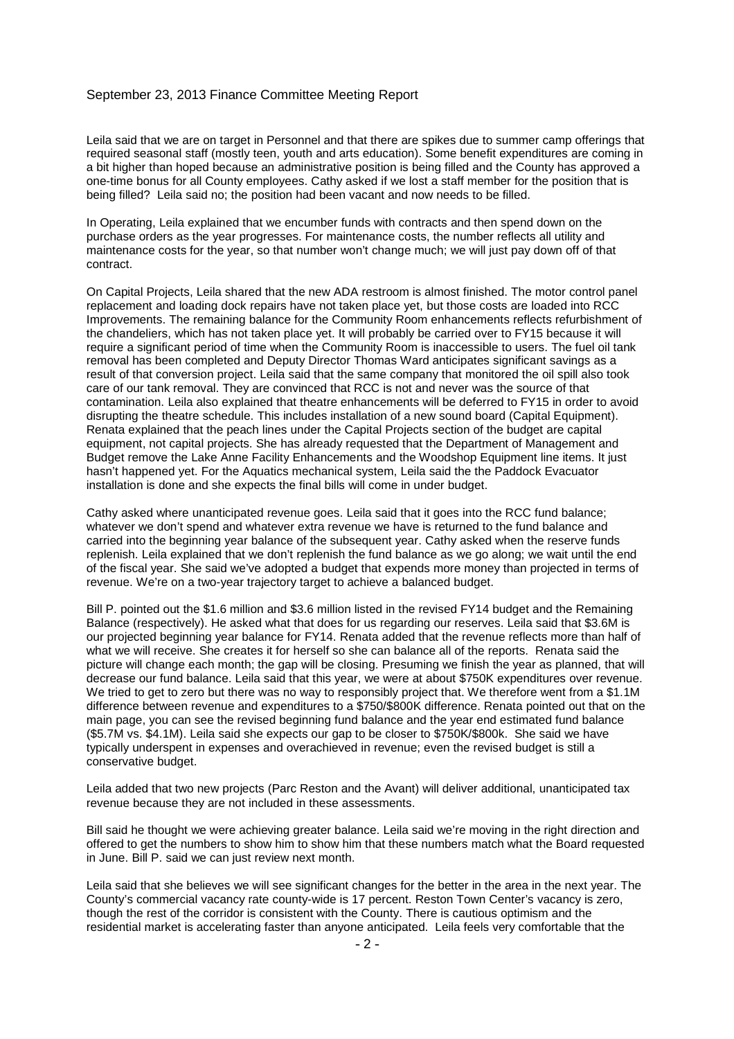September 23, 2013 Finance Committee Meeting Report

Leila said that we are on target in Personnel and that there are spikes due to summer camp offerings that required seasonal staff (mostly teen, youth and arts education). Some benefit expenditures are coming in a bit higher than hoped because an administrative position is being filled and the County has approved a one-time bonus for all County employees. Cathy asked if we lost a staff member for the position that is being filled? Leila said no; the position had been vacant and now needs to be filled.

In Operating, Leila explained that we encumber funds with contracts and then spend down on the purchase orders as the year progresses. For maintenance costs, the number reflects all utility and maintenance costs for the year, so that number won't change much; we will just pay down off of that contract.

On Capital Projects, Leila shared that the new ADA restroom is almost finished. The motor control panel replacement and loading dock repairs have not taken place yet, but those costs are loaded into RCC Improvements. The remaining balance for the Community Room enhancements reflects refurbishment of the chandeliers, which has not taken place yet. It will probably be carried over to FY15 because it will require a significant period of time when the Community Room is inaccessible to users. The fuel oil tank removal has been completed and Deputy Director Thomas Ward anticipates significant savings as a result of that conversion project. Leila said that the same company that monitored the oil spill also took care of our tank removal. They are convinced that RCC is not and never was the source of that contamination. Leila also explained that theatre enhancements will be deferred to FY15 in order to avoid disrupting the theatre schedule. This includes installation of a new sound board (Capital Equipment). Renata explained that the peach lines under the Capital Projects section of the budget are capital equipment, not capital projects. She has already requested that the Department of Management and Budget remove the Lake Anne Facility Enhancements and the Woodshop Equipment line items. It just hasn't happened yet. For the Aquatics mechanical system, Leila said the the Paddock Evacuator installation is done and she expects the final bills will come in under budget.

Cathy asked where unanticipated revenue goes. Leila said that it goes into the RCC fund balance; whatever we don't spend and whatever extra revenue we have is returned to the fund balance and carried into the beginning year balance of the subsequent year. Cathy asked when the reserve funds replenish. Leila explained that we don't replenish the fund balance as we go along; we wait until the end of the fiscal year. She said we've adopted a budget that expends more money than projected in terms of revenue. We're on a two-year trajectory target to achieve a balanced budget.

Bill P. pointed out the $1.6 million and $3.6 million listed in the revised FY14 budget and the Remaining Balance (respectively). He asked what that does for us regarding our reserves. Leila said that $3.6M is our projected beginning year balance for FY14. Renata added that the revenue reflects more than half of what we will receive. She creates it for herself so she can balance all of the reports. Renata said the picture will change each month; the gap will be closing. Presuming we finish the year as planned, that will decrease our fund balance. Leila said that this year, we were at about $750K expenditures over revenue. We tried to get to zero but there was no way to responsibly project that. We therefore went from a $1.1M difference between revenue and expenditures to a $750/$800K difference. Renata pointed out that on the main page, you can see the revised beginning fund balance and the year end estimated fund balance ($5.7M vs. $4.1M). Leila said she expects our gap to be closer to $750K/$800k. She said we have typically underspent in expenses and overachieved in revenue; even the revised budget is still a conservative budget.

Leila added that two new projects (Parc Reston and the Avant) will deliver additional, unanticipated tax revenue because they are not included in these assessments.

Bill said he thought we were achieving greater balance. Leila said we're moving in the right direction and offered to get the numbers to show him to show him that these numbers match what the Board requested in June. Bill P. said we can just review next month.

Leila said that she believes we will see significant changes for the better in the area in the next year. The County's commercial vacancy rate county-wide is 17 percent. Reston Town Center's vacancy is zero, though the rest of the corridor is consistent with the County. There is cautious optimism and the residential market is accelerating faster than anyone anticipated. Leila feels very comfortable that the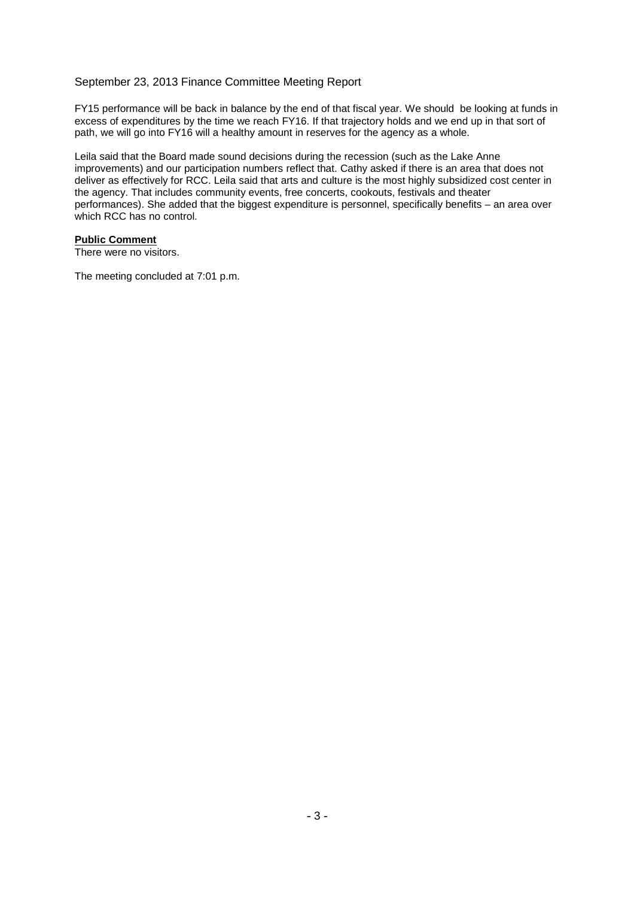September 23, 2013 Finance Committee Meeting Report

FY15 performance will be back in balance by the end of that fiscal year. We should  be looking at funds in excess of expenditures by the time we reach FY16. If that trajectory holds and we end up in that sort of path, we will go into FY16 will a healthy amount in reserves for the agency as a whole.

Leila said that the Board made sound decisions during the recession (such as the Lake Anne improvements) and our participation numbers reflect that. Cathy asked if there is an area that does not deliver as effectively for RCC. Leila said that arts and culture is the most highly subsidized cost center in the agency. That includes community events, free concerts, cookouts, festivals and theater performances). She added that the biggest expenditure is personnel, specifically benefits – an area over which RCC has no control.

**Public Comment**

There were no visitors.

The meeting concluded at 7:01 p.m.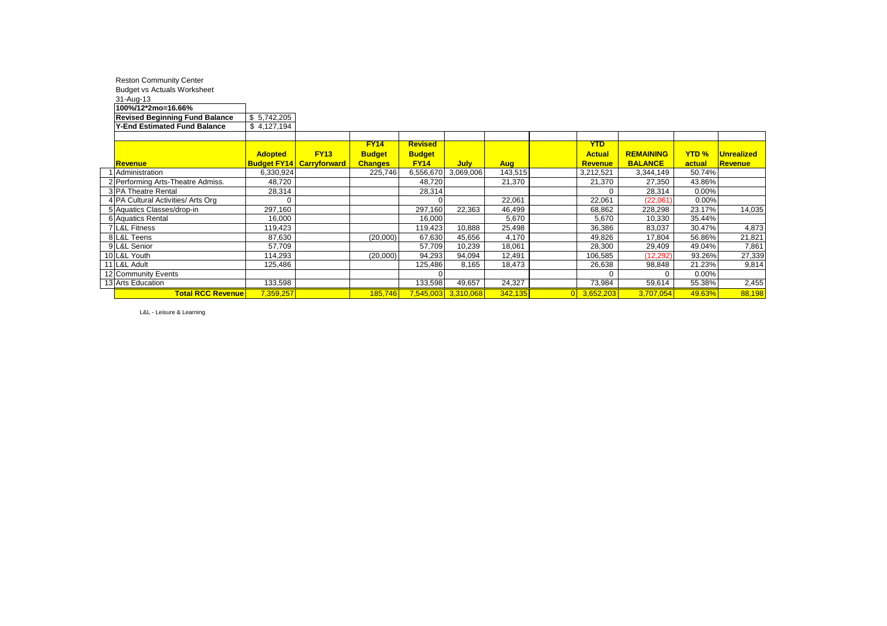Reston Community Center

Budget vs Actuals Worksheet

31-Aug-13

| 100%/12*2mo=16.66% | |
|---|---|
| **Revised Beginning Fund Balance** | $ 5,742,205 |
| **Y-End Estimated Fund Balance** | $ 4,127,194 |

| | **Revenue** | **Adopted Budget FY14** | **FY13 Carryforward** | **FY14 Budget Changes** | **Revised Budget FY14** | **July** | **Aug** | | **YTD Actual Revenue** | **REMAINING BALANCE** | **YTD % actual** | **Unrealized Revenue** |
|---|---|---|---|---|---|---|---|---|---|---|---|---|
| 1 | Administration | 6,330,924 | | 225,746 | 6,556,670 | 3,069,006 | 143,515 | | 3,212,521 | 3,344,149 | 50.74% | |
| 2 | Performing Arts-Theatre Admiss. | 48,720 | | | 48,720 | | 21,370 | | 21,370 | 27,350 | 43.86% | |
| 3 | PA Theatre Rental | 28,314 | | | 28,314 | | | | 0 | 28,314 | 0.00% | |
| 4 | PA Cultural Activities/ Arts Org | 0 | | | 0 | | 22,061 | | 22,061 | (22,061) | 0.00% | |
| 5 | Aquatics Classes/drop-in | 297,160 | | | 297,160 | 22,363 | 46,499 | | 68,862 | 228,298 | 23.17% | 14,035 |
| 6 | Aquatics Rental | 16,000 | | | 16,000 | | 5,670 | | 5,670 | 10,330 | 35.44% | |
| 7 | L&L Fitness | 119,423 | | | 119,423 | 10,888 | 25,498 | | 36,386 | 83,037 | 30.47% | 4,873 |
| 8 | L&L Teens | 87,630 | | (20,000) | 67,630 | 45,656 | 4,170 | | 49,826 | 17,804 | 56.86% | 21,821 |
| 9 | L&L Senior | 57,709 | | | 57,709 | 10,239 | 18,061 | | 28,300 | 29,409 | 49.04% | 7,861 |
| 10 | L&L Youth | 114,293 | | (20,000) | 94,293 | 94,094 | 12,491 | | 106,585 | (12,292) | 93.26% | 27,339 |
| 11 | L&L Adult | 125,486 | | | 125,486 | 8,165 | 18,473 | | 26,638 | 98,848 | 21.23% | 9,814 |
| 12 | Community Events | | | | 0 | | | | 0 | 0 | 0.00% | |
| 13 | Arts Education | 133,598 | | | 133,598 | 49,657 | 24,327 | | 73,984 | 59,614 | 55.38% | 2,455 |
| | **Total RCC Revenue** | 7,359,257 | | 185,746 | 7,545,003 | 3,310,068 | 342,135 | 0 | 3,652,203 | 3,707,054 | 49.63% | 88,198 |

L&L - Leisure & Learning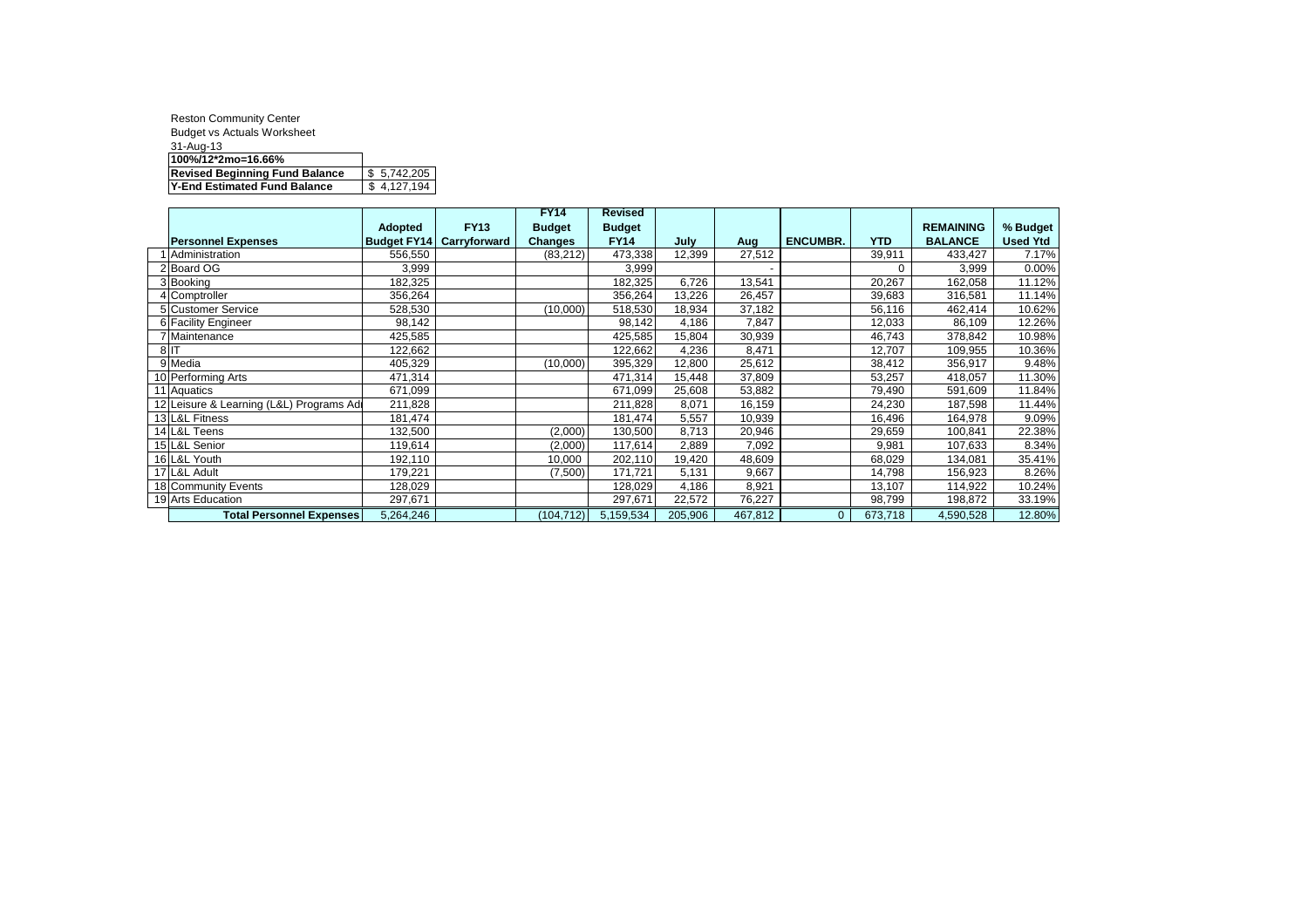Reston Community Center
Budget vs Actuals Worksheet
31-Aug-13

| **100%/12*2mo=16.66%** | |
|---|---|
| **Revised Beginning Fund Balance** | $ 5,742,205 |
| **Y-End Estimated Fund Balance** | $ 4,127,194 |

| | **Personnel Expenses** | **Adopted Budget FY14** | **FY13 Carryforward** | **FY14 Budget Changes** | **Revised Budget FY14** | **July** | **Aug** | **ENCUMBR.** | **YTD** | **REMAINING BALANCE** | **% Budget Used Ytd** |
|---|---|---|---|---|---|---|---|---|---|---|---|
| 1 | Administration | 556,550 | | (83,212) | 473,338 | 12,399 | 27,512 | | 39,911 | 433,427 | 7.17% |
| 2 | Board OG | 3,999 | | | 3,999 | | - | | 0 | 3,999 | 0.00% |
| 3 | Booking | 182,325 | | | 182,325 | 6,726 | 13,541 | | 20,267 | 162,058 | 11.12% |
| 4 | Comptroller | 356,264 | | | 356,264 | 13,226 | 26,457 | | 39,683 | 316,581 | 11.14% |
| 5 | Customer Service | 528,530 | | (10,000) | 518,530 | 18,934 | 37,182 | | 56,116 | 462,414 | 10.62% |
| 6 | Facility Engineer | 98,142 | | | 98,142 | 4,186 | 7,847 | | 12,033 | 86,109 | 12.26% |
| 7 | Maintenance | 425,585 | | | 425,585 | 15,804 | 30,939 | | 46,743 | 378,842 | 10.98% |
| 8 | IT | 122,662 | | | 122,662 | 4,236 | 8,471 | | 12,707 | 109,955 | 10.36% |
| 9 | Media | 405,329 | | (10,000) | 395,329 | 12,800 | 25,612 | | 38,412 | 356,917 | 9.48% |
| 10 | Performing Arts | 471,314 | | | 471,314 | 15,448 | 37,809 | | 53,257 | 418,057 | 11.30% |
| 11 | Aquatics | 671,099 | | | 671,099 | 25,608 | 53,882 | | 79,490 | 591,609 | 11.84% |
| 12 | Leisure & Learning (L&L) Programs Adı | 211,828 | | | 211,828 | 8,071 | 16,159 | | 24,230 | 187,598 | 11.44% |
| 13 | L&L Fitness | 181,474 | | | 181,474 | 5,557 | 10,939 | | 16,496 | 164,978 | 9.09% |
| 14 | L&L Teens | 132,500 | | (2,000) | 130,500 | 8,713 | 20,946 | | 29,659 | 100,841 | 22.38% |
| 15 | L&L Senior | 119,614 | | (2,000) | 117,614 | 2,889 | 7,092 | | 9,981 | 107,633 | 8.34% |
| 16 | L&L Youth | 192,110 | | 10,000 | 202,110 | 19,420 | 48,609 | | 68,029 | 134,081 | 35.41% |
| 17 | L&L Adult | 179,221 | | (7,500) | 171,721 | 5,131 | 9,667 | | 14,798 | 156,923 | 8.26% |
| 18 | Community Events | 128,029 | | | 128,029 | 4,186 | 8,921 | | 13,107 | 114,922 | 10.24% |
| 19 | Arts Education | 297,671 | | | 297,671 | 22,572 | 76,227 | | 98,799 | 198,872 | 33.19% |
| | **Total Personnel Expenses** | 5,264,246 | | (104,712) | 5,159,534 | 205,906 | 467,812 | 0 | 673,718 | 4,590,528 | 12.80% |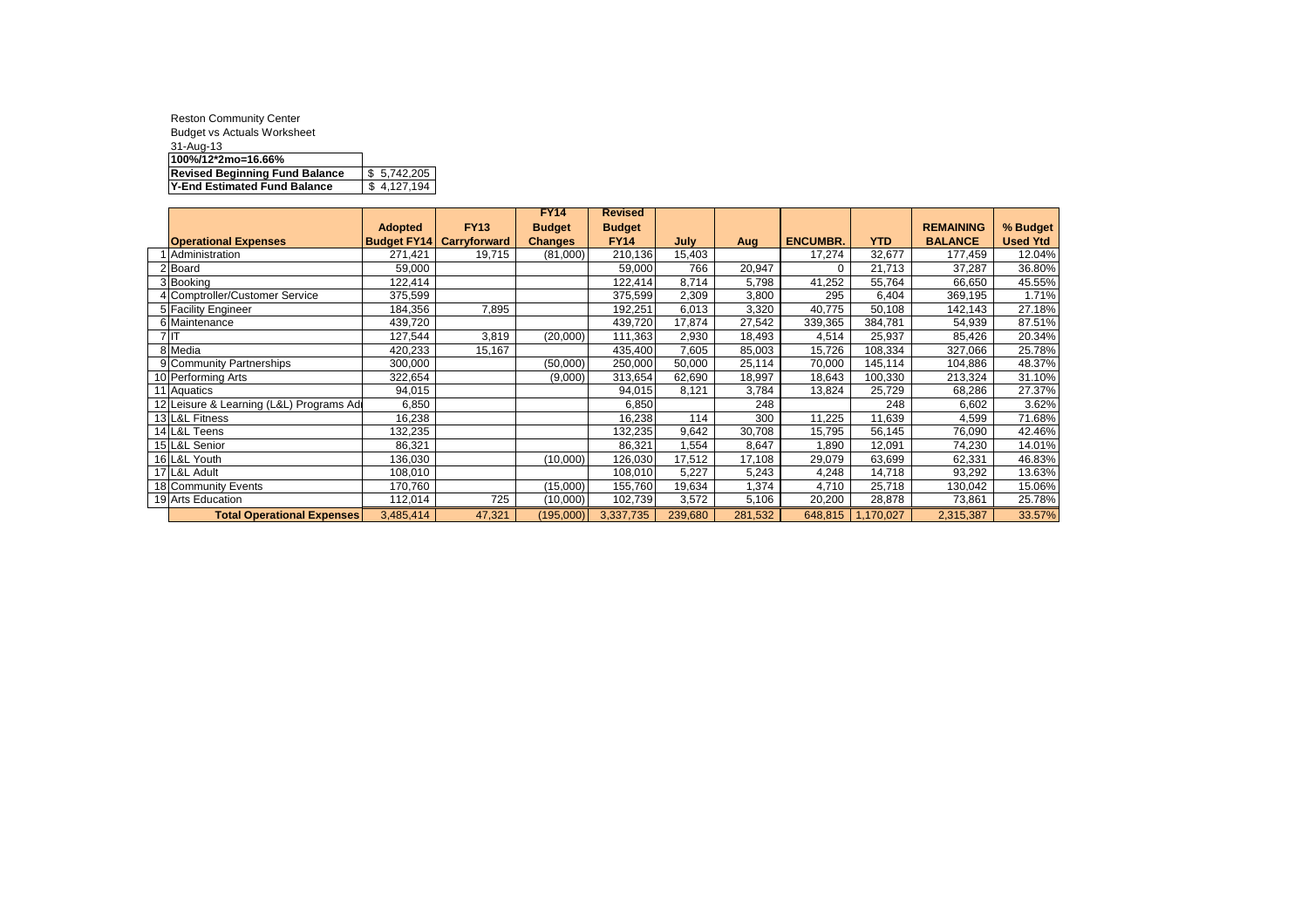Reston Community Center
Budget vs Actuals Worksheet
31-Aug-13

| 100%/12*2mo=16.66% | |
|---|---|
| **Revised Beginning Fund Balance** | $ 5,742,205 |
| **Y-End Estimated Fund Balance** | $ 4,127,194 |

| | Operational Expenses | Adopted Budget FY14 | FY13 Carryforward | FY14 Budget Changes | Revised Budget FY14 | July | Aug | ENCUMBR. | YTD | REMAINING BALANCE | % Budget Used Ytd |
|---|---|---|---|---|---|---|---|---|---|---|---|
| 1 | Administration | 271,421 | 19,715 | (81,000) | 210,136 | 15,403 | | 17,274 | 32,677 | 177,459 | 12.04% |
| 2 | Board | 59,000 | | | 59,000 | 766 | 20,947 | 0 | 21,713 | 37,287 | 36.80% |
| 3 | Booking | 122,414 | | | 122,414 | 8,714 | 5,798 | 41,252 | 55,764 | 66,650 | 45.55% |
| 4 | Comptroller/Customer Service | 375,599 | | | 375,599 | 2,309 | 3,800 | 295 | 6,404 | 369,195 | 1.71% |
| 5 | Facility Engineer | 184,356 | 7,895 | | 192,251 | 6,013 | 3,320 | 40,775 | 50,108 | 142,143 | 27.18% |
| 6 | Maintenance | 439,720 | | | 439,720 | 17,874 | 27,542 | 339,365 | 384,781 | 54,939 | 87.51% |
| 7 | IT | 127,544 | 3,819 | (20,000) | 111,363 | 2,930 | 18,493 | 4,514 | 25,937 | 85,426 | 20.34% |
| 8 | Media | 420,233 | 15,167 | | 435,400 | 7,605 | 85,003 | 15,726 | 108,334 | 327,066 | 25.78% |
| 9 | Community Partnerships | 300,000 | | (50,000) | 250,000 | 50,000 | 25,114 | 70,000 | 145,114 | 104,886 | 48.37% |
| 10 | Performing Arts | 322,654 | | (9,000) | 313,654 | 62,690 | 18,997 | 18,643 | 100,330 | 213,324 | 31.10% |
| 11 | Aquatics | 94,015 | | | 94,015 | 8,121 | 3,784 | 13,824 | 25,729 | 68,286 | 27.37% |
| 12 | Leisure & Learning (L&L) Programs Adı | 6,850 | | | 6,850 | | 248 | | 248 | 6,602 | 3.62% |
| 13 | L&L Fitness | 16,238 | | | 16,238 | 114 | 300 | 11,225 | 11,639 | 4,599 | 71.68% |
| 14 | L&L Teens | 132,235 | | | 132,235 | 9,642 | 30,708 | 15,795 | 56,145 | 76,090 | 42.46% |
| 15 | L&L Senior | 86,321 | | | 86,321 | 1,554 | 8,647 | 1,890 | 12,091 | 74,230 | 14.01% |
| 16 | L&L Youth | 136,030 | | (10,000) | 126,030 | 17,512 | 17,108 | 29,079 | 63,699 | 62,331 | 46.83% |
| 17 | L&L Adult | 108,010 | | | 108,010 | 5,227 | 5,243 | 4,248 | 14,718 | 93,292 | 13.63% |
| 18 | Community Events | 170,760 | | (15,000) | 155,760 | 19,634 | 1,374 | 4,710 | 25,718 | 130,042 | 15.06% |
| 19 | Arts Education | 112,014 | 725 | (10,000) | 102,739 | 3,572 | 5,106 | 20,200 | 28,878 | 73,861 | 25.78% |
| | **Total Operational Expenses** | 3,485,414 | 47,321 | (195,000) | 3,337,735 | 239,680 | 281,532 | 648,815 | 1,170,027 | 2,315,387 | 33.57% |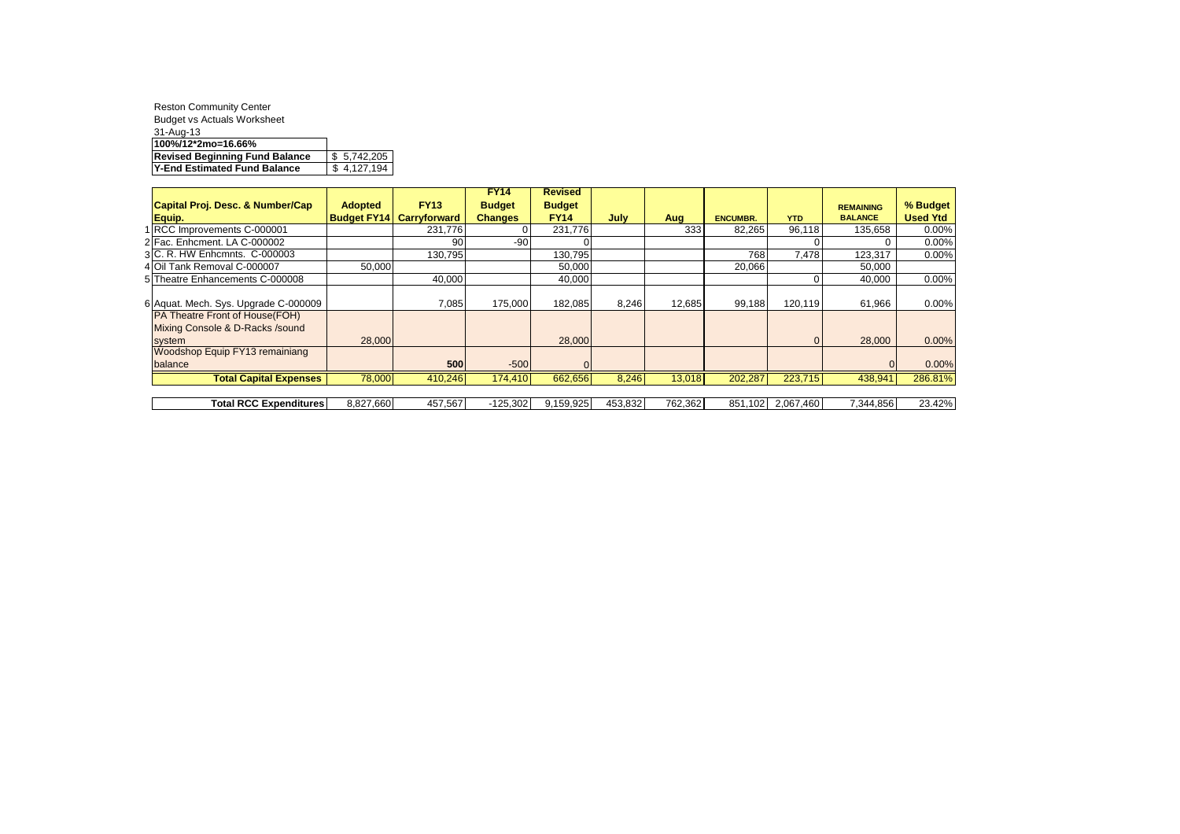Reston Community Center
Budget vs Actuals Worksheet
31-Aug-13

| 100%/12*2mo=16.66% | |
|---|---|
| **Revised Beginning Fund Balance** | $ 5,742,205 |
| **Y-End Estimated Fund Balance** | $ 4,127,194 |

| | Capital Proj. Desc. & Number/Cap Equip. | Adopted Budget FY14 | FY13 Carryforward | FY14 Budget Changes | Revised Budget FY14 | July | Aug | ENCUMBR. | YTD | REMAINING BALANCE | % Budget Used Ytd |
|---|---|---|---|---|---|---|---|---|---|---|---|
| 1 | RCC Improvements C-000001 | | 231,776 | 0 | 231,776 | | 333 | 82,265 | 96,118 | 135,658 | 0.00% |
| 2 | Fac. Enhcment. LA C-000002 | | 90 | -90 | 0 | | | | 0 | 0 | 0.00% |
| 3 | C. R. HW Enhcmnts. C-000003 | | 130,795 | | 130,795 | | | 768 | 7,478 | 123,317 | 0.00% |
| 4 | Oil Tank Removal C-000007 | 50,000 | | | 50,000 | | | 20,066 | | 50,000 | |
| 5 | Theatre Enhancements C-000008 | | 40,000 | | 40,000 | | | | 0 | 40,000 | 0.00% |
| 6 | Aquat. Mech. Sys. Upgrade C-000009 | | 7,085 | 175,000 | 182,085 | 8,246 | 12,685 | 99,188 | 120,119 | 61,966 | 0.00% |
| | PA Theatre Front of House(FOH) Mixing Console & D-Racks /sound system | 28,000 | | | 28,000 | | | | 0 | 28,000 | 0.00% |
| | Woodshop Equip FY13 remainiang balance | | **500** | -500 | 0 | | | | | 0 | 0.00% |
| | **Total Capital Expenses** | 78,000 | 410,246 | 174,410 | 662,656 | 8,246 | 13,018 | 202,287 | 223,715 | 438,941 | 286.81% |
| | **Total RCC Expenditures** | 8,827,660 | 457,567 | -125,302 | 9,159,925 | 453,832 | 762,362 | 851,102 | 2,067,460 | 7,344,856 | 23.42% |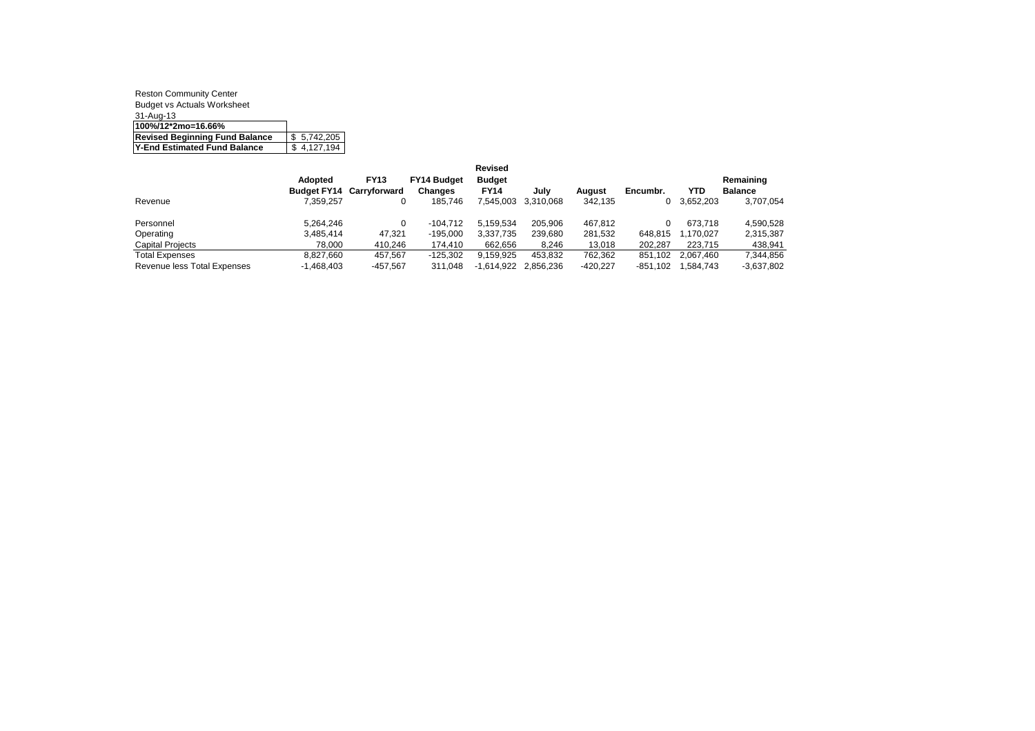Reston Community Center
Budget vs Actuals Worksheet
31-Aug-13

| **100%/12*2mo=16.66%** | |
|---|---|
| **Revised Beginning Fund Balance** | $ 5,742,205 |
| **Y-End Estimated Fund Balance** | $ 4,127,194 |

| | **Adopted Budget FY14** | **FY13 Carryforward** | **FY14 Budget Changes** | **Revised Budget FY14** | **July** | **August** | **Encumbr.** | **YTD** | **Remaining Balance** |
|---|---|---|---|---|---|---|---|---|---|
| Revenue | 7,359,257 | 0 | 185,746 | 7,545,003 | 3,310,068 | 342,135 | 0 | 3,652,203 | 3,707,054 |
| Personnel | 5,264,246 | 0 | -104,712 | 5,159,534 | 205,906 | 467,812 | 0 | 673,718 | 4,590,528 |
| Operating | 3,485,414 | 47,321 | -195,000 | 3,337,735 | 239,680 | 281,532 | 648,815 | 1,170,027 | 2,315,387 |
| Capital Projects | 78,000 | 410,246 | 174,410 | 662,656 | 8,246 | 13,018 | 202,287 | 223,715 | 438,941 |
| Total Expenses | 8,827,660 | 457,567 | -125,302 | 9,159,925 | 453,832 | 762,362 | 851,102 | 2,067,460 | 7,344,856 |
| Revenue less Total Expenses | -1,468,403 | -457,567 | 311,048 | -1,614,922 | 2,856,236 | -420,227 | -851,102 | 1,584,743 | -3,637,802 |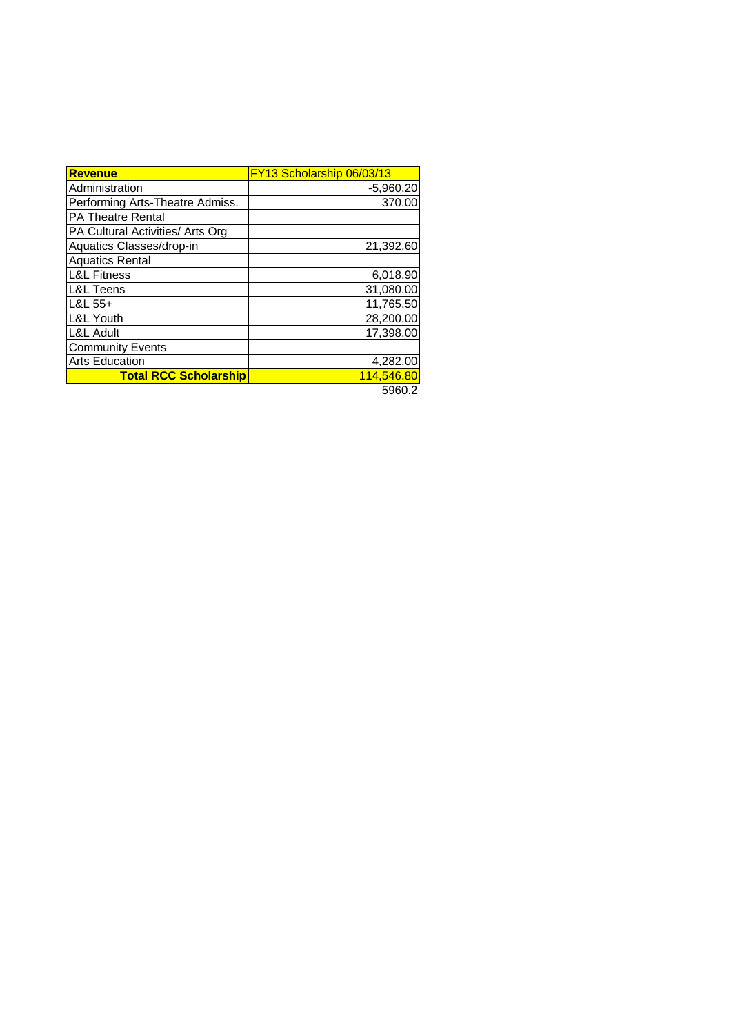| Revenue | FY13 Scholarship 06/03/13 |
|---|---|
| Administration | -5,960.20 |
| Performing Arts-Theatre Admiss. | 370.00 |
| PA Theatre Rental | |
| PA Cultural Activities/ Arts Org | |
| Aquatics Classes/drop-in | 21,392.60 |
| Aquatics Rental | |
| L&L Fitness | 6,018.90 |
| L&L Teens | 31,080.00 |
| L&L 55+ | 11,765.50 |
| L&L Youth | 28,200.00 |
| L&L Adult | 17,398.00 |
| Community Events | |
| Arts Education | 4,282.00 |
| **Total RCC Scholarship** | 114,546.80 |
| | 5960.2 |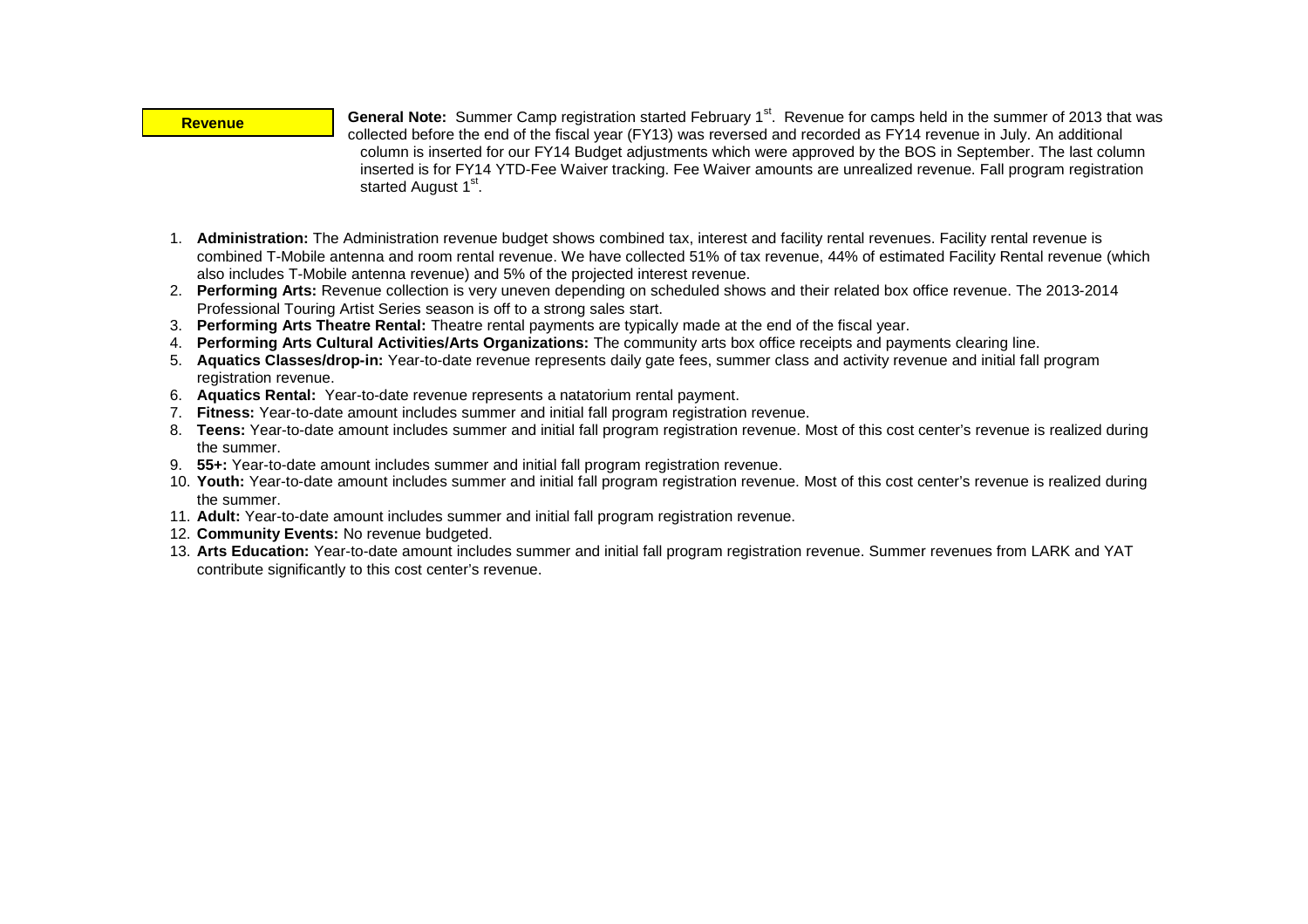**Revenue**

**General Note:** Summer Camp registration started February 1st. Revenue for camps held in the summer of 2013 that was collected before the end of the fiscal year (FY13) was reversed and recorded as FY14 revenue in July. An additional column is inserted for our FY14 Budget adjustments which were approved by the BOS in September. The last column inserted is for FY14 YTD-Fee Waiver tracking. Fee Waiver amounts are unrealized revenue. Fall program registration started August 1st.

1. **Administration:** The Administration revenue budget shows combined tax, interest and facility rental revenues. Facility rental revenue is combined T-Mobile antenna and room rental revenue. We have collected 51% of tax revenue, 44% of estimated Facility Rental revenue (which also includes T-Mobile antenna revenue) and 5% of the projected interest revenue.
2. **Performing Arts:** Revenue collection is very uneven depending on scheduled shows and their related box office revenue. The 2013-2014 Professional Touring Artist Series season is off to a strong sales start.
3. **Performing Arts Theatre Rental:** Theatre rental payments are typically made at the end of the fiscal year.
4. **Performing Arts Cultural Activities/Arts Organizations:** The community arts box office receipts and payments clearing line.
5. **Aquatics Classes/drop-in:** Year-to-date revenue represents daily gate fees, summer class and activity revenue and initial fall program registration revenue.
6. **Aquatics Rental:** Year-to-date revenue represents a natatorium rental payment.
7. **Fitness:** Year-to-date amount includes summer and initial fall program registration revenue.
8. **Teens:** Year-to-date amount includes summer and initial fall program registration revenue. Most of this cost center's revenue is realized during the summer.
9. **55+:** Year-to-date amount includes summer and initial fall program registration revenue.
10. **Youth:** Year-to-date amount includes summer and initial fall program registration revenue. Most of this cost center's revenue is realized during the summer.
11. **Adult:** Year-to-date amount includes summer and initial fall program registration revenue.
12. **Community Events:** No revenue budgeted.
13. **Arts Education:** Year-to-date amount includes summer and initial fall program registration revenue. Summer revenues from LARK and YAT contribute significantly to this cost center's revenue.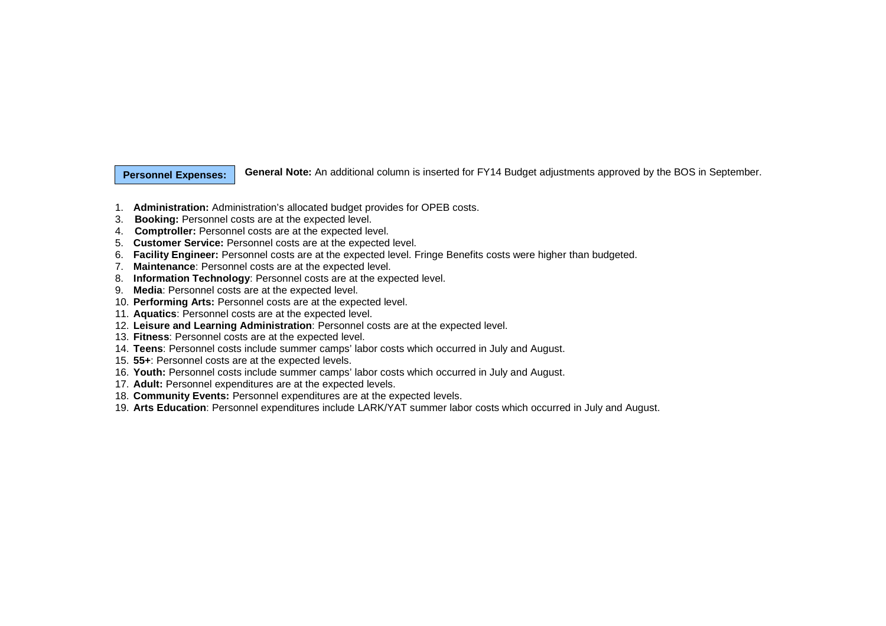**Personnel Expenses:**

**General Note:** An additional column is inserted for FY14 Budget adjustments approved by the BOS in September.

1. **Administration:** Administration's allocated budget provides for OPEB costs.
3. **Booking:** Personnel costs are at the expected level.
4. **Comptroller:** Personnel costs are at the expected level.
5. **Customer Service:** Personnel costs are at the expected level.
6. **Facility Engineer:** Personnel costs are at the expected level. Fringe Benefits costs were higher than budgeted.
7. **Maintenance**: Personnel costs are at the expected level.
8. **Information Technology**: Personnel costs are at the expected level.
9. **Media**: Personnel costs are at the expected level.
10. **Performing Arts:** Personnel costs are at the expected level.
11. **Aquatics**: Personnel costs are at the expected level.
12. **Leisure and Learning Administration**: Personnel costs are at the expected level.
13. **Fitness**: Personnel costs are at the expected level.
14. **Teens**: Personnel costs include summer camps' labor costs which occurred in July and August.
15. **55+**: Personnel costs are at the expected levels.
16. **Youth:** Personnel costs include summer camps' labor costs which occurred in July and August.
17. **Adult:** Personnel expenditures are at the expected levels.
18. **Community Events:** Personnel expenditures are at the expected levels.
19. **Arts Education**: Personnel expenditures include LARK/YAT summer labor costs which occurred in July and August.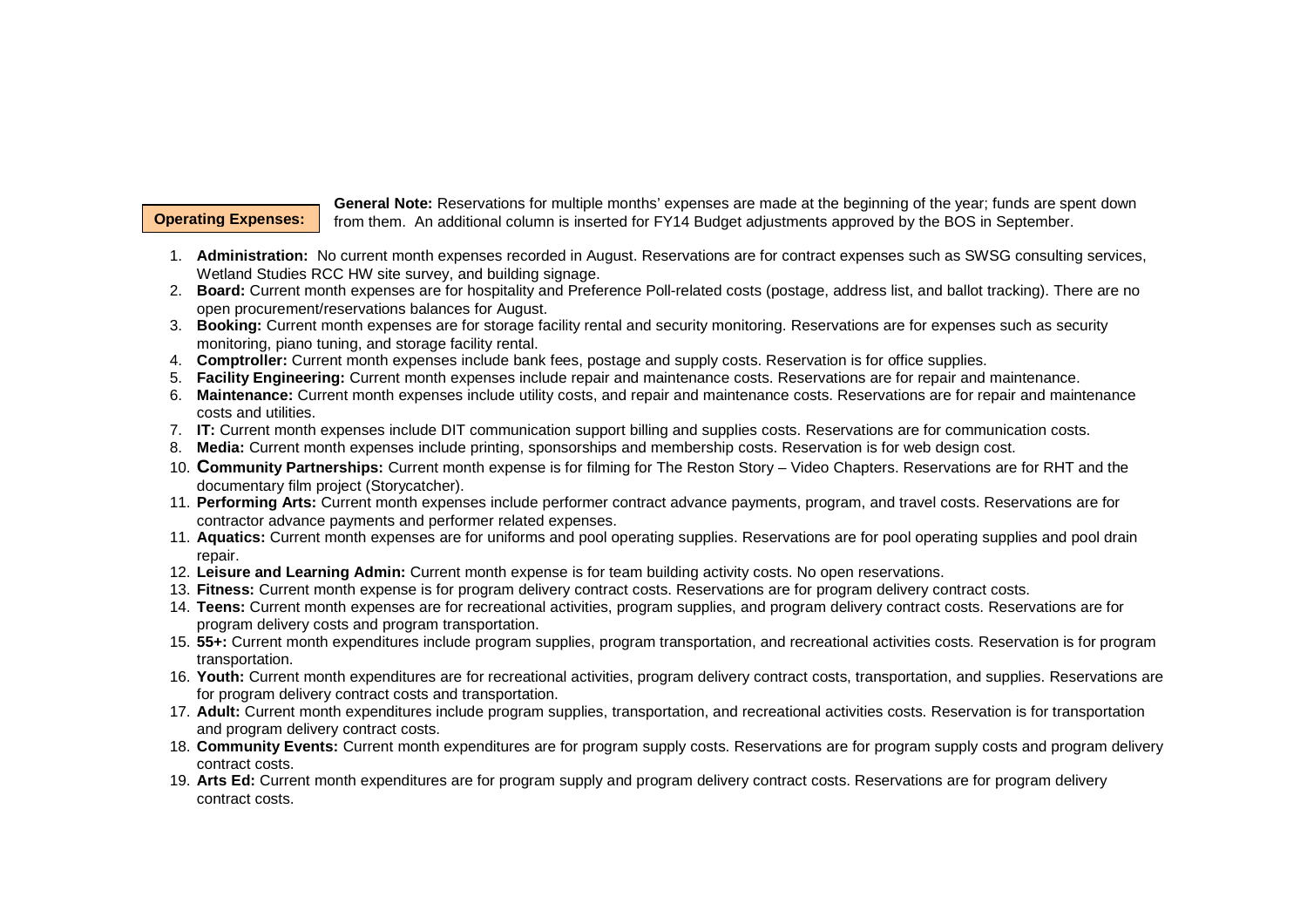**Operating Expenses:**

**General Note:** Reservations for multiple months' expenses are made at the beginning of the year; funds are spent down from them. An additional column is inserted for FY14 Budget adjustments approved by the BOS in September.

1. **Administration:** No current month expenses recorded in August. Reservations are for contract expenses such as SWSG consulting services, Wetland Studies RCC HW site survey, and building signage.
2. **Board:** Current month expenses are for hospitality and Preference Poll-related costs (postage, address list, and ballot tracking). There are no open procurement/reservations balances for August.
3. **Booking:** Current month expenses are for storage facility rental and security monitoring. Reservations are for expenses such as security monitoring, piano tuning, and storage facility rental.
4. **Comptroller:** Current month expenses include bank fees, postage and supply costs. Reservation is for office supplies.
5. **Facility Engineering:** Current month expenses include repair and maintenance costs. Reservations are for repair and maintenance.
6. **Maintenance:** Current month expenses include utility costs, and repair and maintenance costs. Reservations are for repair and maintenance costs and utilities.
7. **IT:** Current month expenses include DIT communication support billing and supplies costs. Reservations are for communication costs.
8. **Media:** Current month expenses include printing, sponsorships and membership costs. Reservation is for web design cost.
10. **Community Partnerships:** Current month expense is for filming for The Reston Story – Video Chapters. Reservations are for RHT and the documentary film project (Storycatcher).
11. **Performing Arts:** Current month expenses include performer contract advance payments, program, and travel costs. Reservations are for contractor advance payments and performer related expenses.
11. **Aquatics:** Current month expenses are for uniforms and pool operating supplies. Reservations are for pool operating supplies and pool drain repair.
12. **Leisure and Learning Admin:** Current month expense is for team building activity costs. No open reservations.
13. **Fitness:** Current month expense is for program delivery contract costs. Reservations are for program delivery contract costs.
14. **Teens:** Current month expenses are for recreational activities, program supplies, and program delivery contract costs. Reservations are for program delivery costs and program transportation.
15. **55+:** Current month expenditures include program supplies, program transportation, and recreational activities costs. Reservation is for program transportation.
16. **Youth:** Current month expenditures are for recreational activities, program delivery contract costs, transportation, and supplies. Reservations are for program delivery contract costs and transportation.
17. **Adult:** Current month expenditures include program supplies, transportation, and recreational activities costs. Reservation is for transportation and program delivery contract costs.
18. **Community Events:** Current month expenditures are for program supply costs. Reservations are for program supply costs and program delivery contract costs.
19. **Arts Ed:** Current month expenditures are for program supply and program delivery contract costs. Reservations are for program delivery contract costs.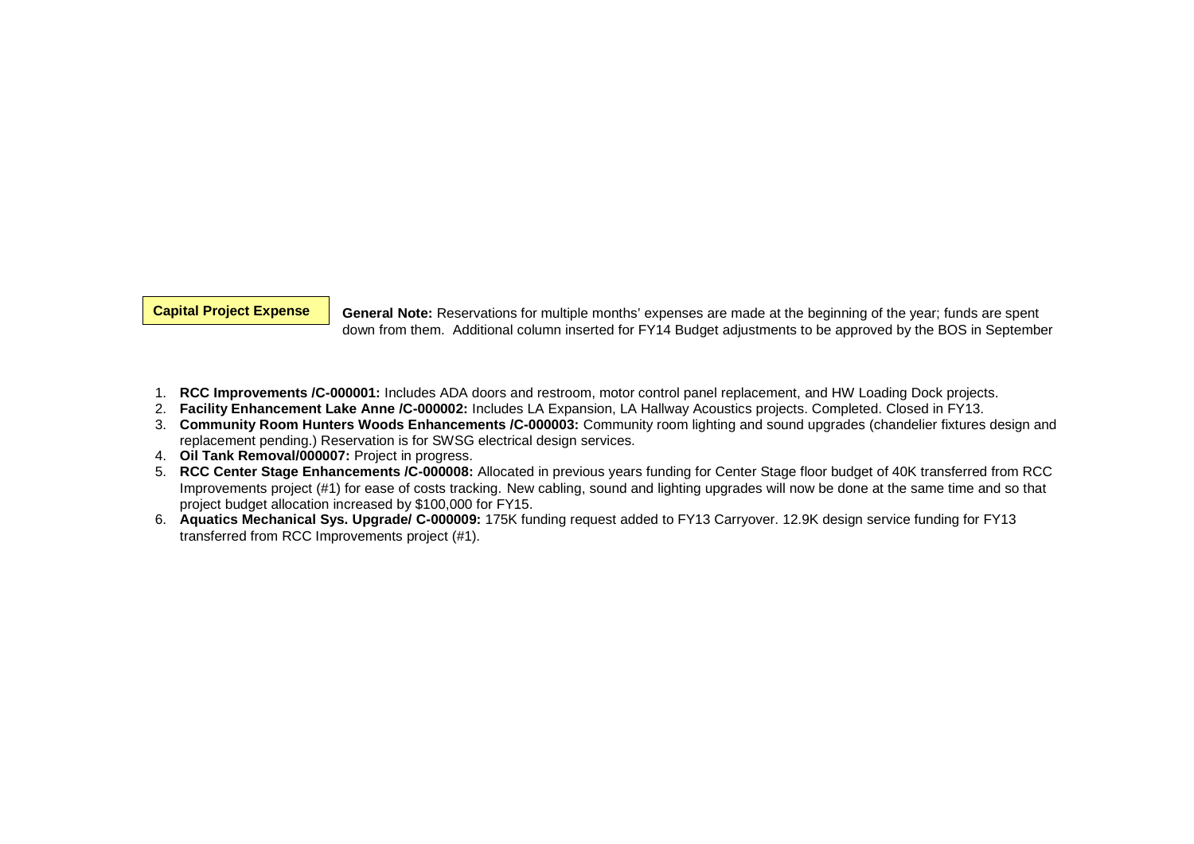**Capital Project Expense**

**General Note:** Reservations for multiple months' expenses are made at the beginning of the year; funds are spent down from them. Additional column inserted for FY14 Budget adjustments to be approved by the BOS in September

1. **RCC Improvements /C-000001:** Includes ADA doors and restroom, motor control panel replacement, and HW Loading Dock projects.
2. **Facility Enhancement Lake Anne /C-000002:** Includes LA Expansion, LA Hallway Acoustics projects. Completed. Closed in FY13.
3. **Community Room Hunters Woods Enhancements /C-000003:** Community room lighting and sound upgrades (chandelier fixtures design and replacement pending.) Reservation is for SWSG electrical design services.
4. **Oil Tank Removal/000007:** Project in progress.
5. **RCC Center Stage Enhancements /C-000008:** Allocated in previous years funding for Center Stage floor budget of 40K transferred from RCC Improvements project (#1) for ease of costs tracking. New cabling, sound and lighting upgrades will now be done at the same time and so that project budget allocation increased by $100,000 for FY15.
6. **Aquatics Mechanical Sys. Upgrade/ C-000009:** 175K funding request added to FY13 Carryover. 12.9K design service funding for FY13 transferred from RCC Improvements project (#1).